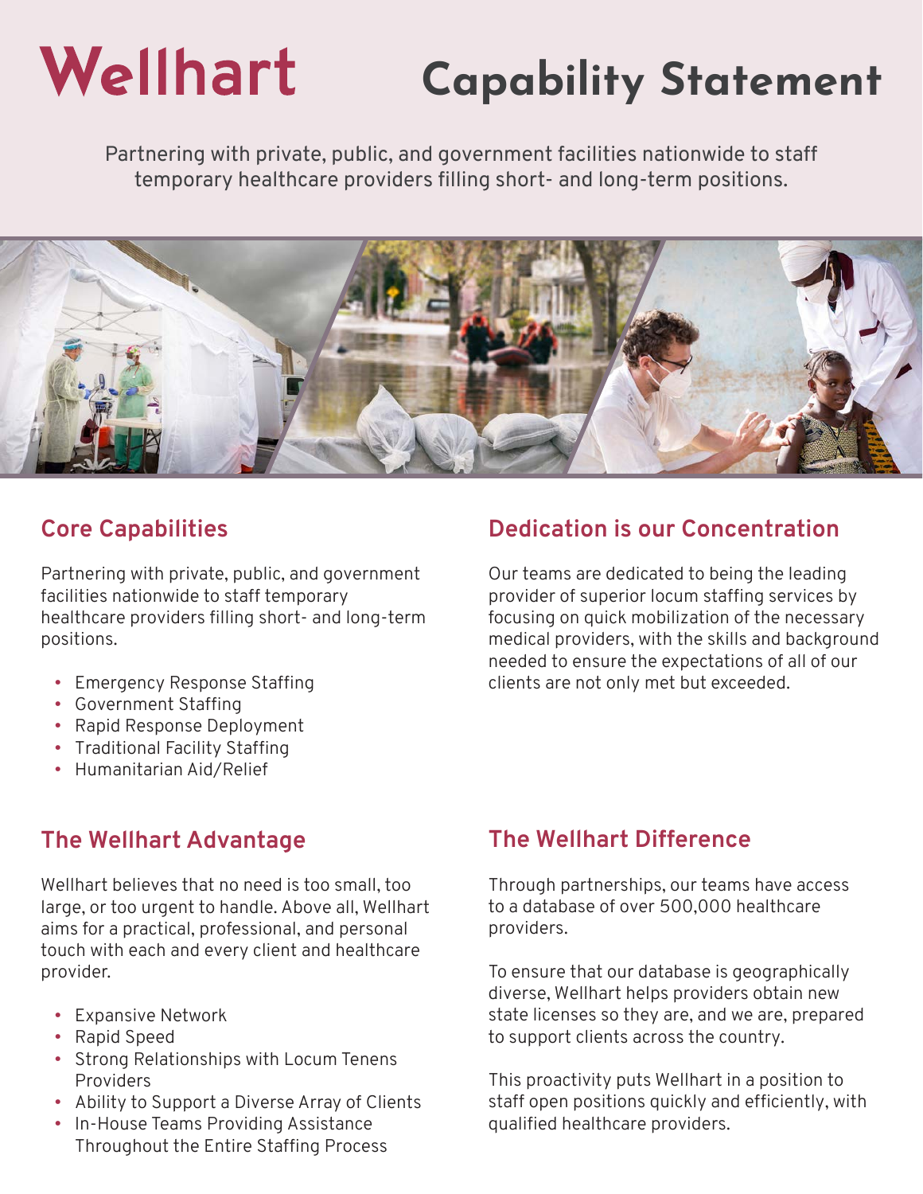# Wellhart Capability Statement

Partnering with private, public, and government facilities nationwide to staff temporary healthcare providers filling short- and long-term positions.

## Core Capabilities

Partnering with private, public, and government facilities nationwide to staff temporary healthcare providers filling short- and long-term positions.

- Emergency Response Staffing
- Government Staffing
- Rapid Response Deployment
- Traditional Facility Staffing
- Humanitarian Aid/Relief

## Dedication is our Concentration

Our teams are dedicated to being the leading provider of superior locum staffing services by focusing on quick mobilization of the necessary medical providers, with the skills and background needed to ensure the expectations of all of our clients are not only met but exceeded.

## The Wellhart Advantage

Wellhart believes that no need is too small, too large, or too urgent to handle. Above all, Wellhart aims for a practical, professional, and personal touch with each and every client and healthcare provider.

- Expansive Network
- Rapid Speed
- Strong Relationships with Locum Tenens Providers
- Ability to Support a Diverse Array of Clients
- In-House Teams Providing Assistance Throughout the Entire Staffing Process

## The Wellhart Difference

Through partnerships, our teams have access to a database of over 500,000 healthcare providers.

To ensure that our database is geographically diverse, Wellhart helps providers obtain new state licenses so they are, and we are, prepared to support clients across the country.

This proactivity puts Wellhart in a position to staff open positions quickly and efficiently, with qualified healthcare providers.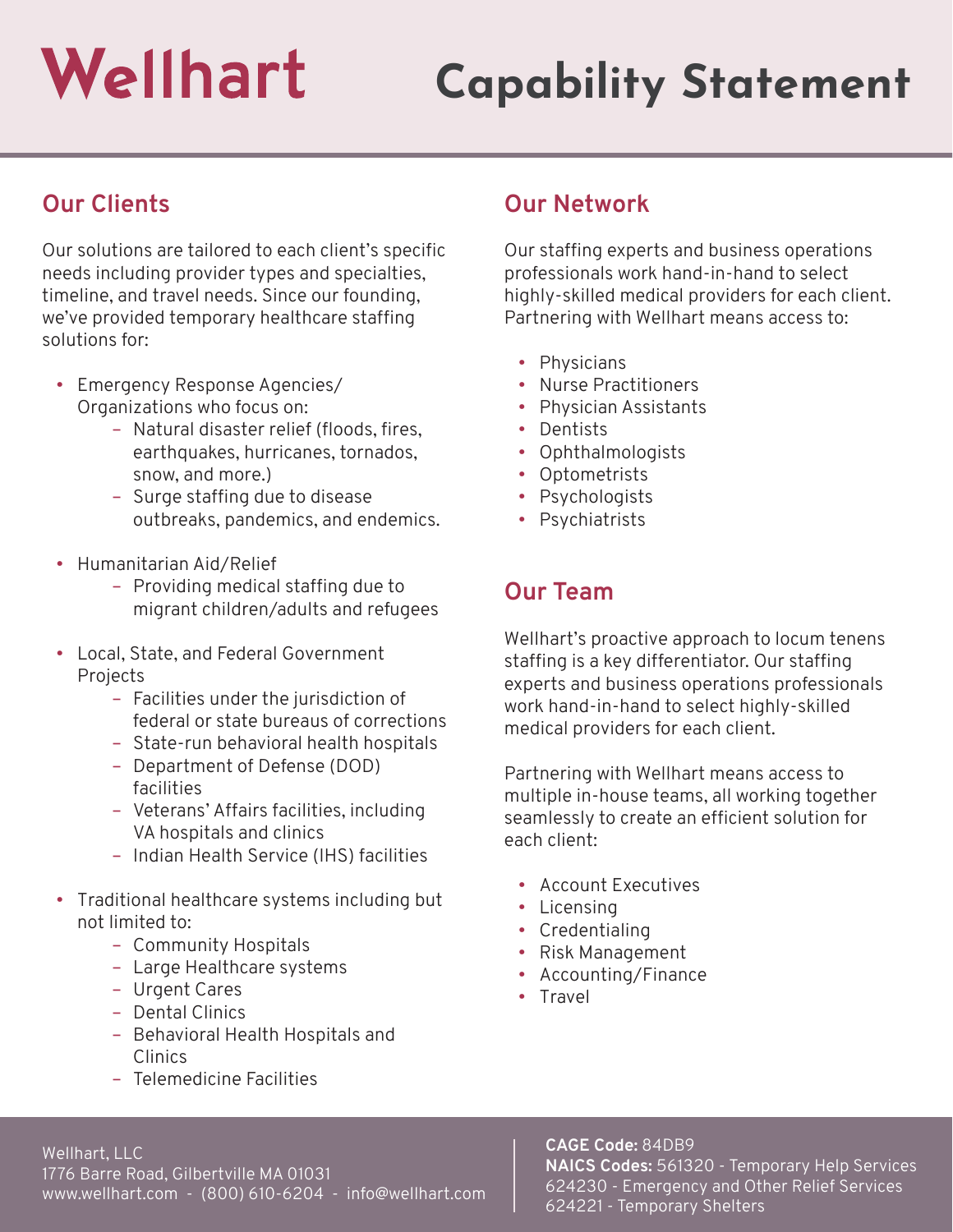# Wellhart

# Capability Statement

## Our Clients

Our solutions are tailored to each client's specific needs including provider types and specialties, timeline, and travel needs. Since our founding, we've provided temporary healthcare staffing solutions for:

- Emergency Response Agencies/ Organizations who focus on:
  - Natural disaster relief (floods, fires, earthquakes, hurricanes, tornados, snow, and more.)
  - Surge staffing due to disease outbreaks, pandemics, and endemics.
- Humanitarian Aid/Relief
  - Providing medical staffing due to migrant children/adults and refugees
- Local, State, and Federal Government Projects
  - Facilities under the jurisdiction of federal or state bureaus of corrections
  - State-run behavioral health hospitals
  - Department of Defense (DOD) facilities
  - Veterans' Affairs facilities, including VA hospitals and clinics
  - Indian Health Service (IHS) facilities
- Traditional healthcare systems including but not limited to:
  - Community Hospitals
  - Large Healthcare systems
  - Urgent Cares
  - Dental Clinics
  - Behavioral Health Hospitals and Clinics
  - Telemedicine Facilities

## Our Network

Our staffing experts and business operations professionals work hand-in-hand to select highly-skilled medical providers for each client. Partnering with Wellhart means access to:

- Physicians
- Nurse Practitioners
- Physician Assistants
- Dentists
- Ophthalmologists
- Optometrists
- Psychologists
- Psychiatrists

## Our Team

Wellhart's proactive approach to locum tenens staffing is a key differentiator. Our staffing experts and business operations professionals work hand-in-hand to select highly-skilled medical providers for each client.

Partnering with Wellhart means access to multiple in-house teams, all working together seamlessly to create an efficient solution for each client:

- Account Executives
- Licensing
- Credentialing
- Risk Management
- Accounting/Finance
- Travel

Wellhart, LLC
1776 Barre Road, Gilbertville MA 01031
www.wellhart.com - (800) 610-6204 - info@wellhart.com

**CAGE Code:** 84DB9
**NAICS Codes:** 561320 - Temporary Help Services
624230 - Emergency and Other Relief Services
624221 - Temporary Shelters